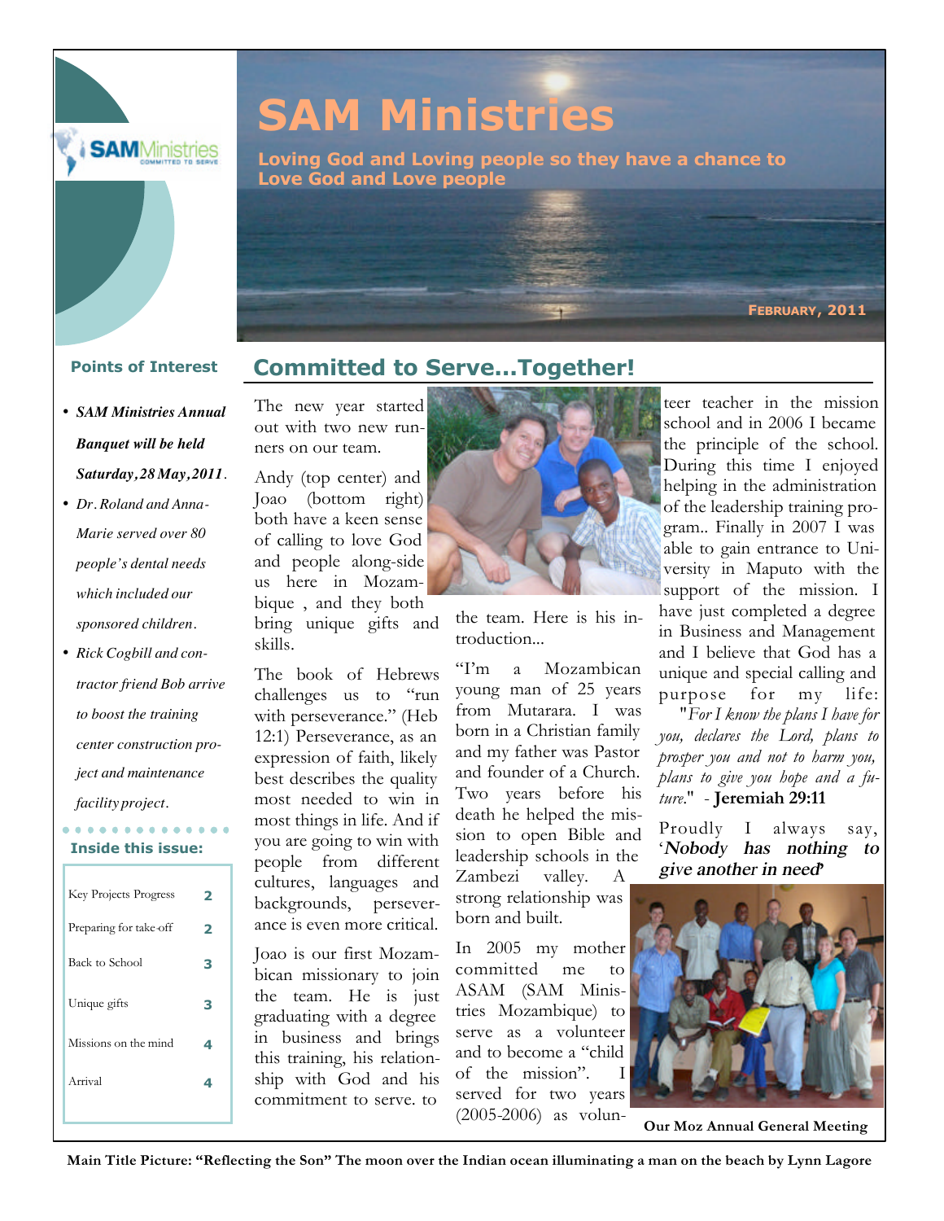# SAM Ministries

**Loving God and Loving people so they have a chance to Love God and Love people**

**FEBRUARY, 2011**

### Points of Interest

- *SAM Ministries Annual Banquet will be held Saturday, 28 May, 2011.*
- *Dr. Roland and Anna-Marie served over 80 people's dental needs which included our sponsored children.*
- *Rick Cogbill and contractor friend Bob arrive to boost the training center construction project and maintenance facility project.*

### Inside this issue:

| | |
|---|---|
| Key Projects Progress | 2 |
| Preparing for take-off | 2 |
| Back to School | 3 |
| Unique gifts | 3 |
| Missions on the mind | 4 |
| Arrival | 4 |

## Committed to Serve...Together!

The new year started out with two new runners on our team.

Andy (top center) and Joao (bottom right) both have a keen sense of calling to love God and people along-side us here in Mozambique , and they both bring unique gifts and skills.

The book of Hebrews challenges us to "run with perseverance." (Heb 12:1) Perseverance, as an expression of faith, likely best describes the quality most needed to win in most things in life. And if you are going to win with people from different cultures, languages and backgrounds, perseverance is even more critical.

Joao is our first Mozambican missionary to join the team. He is just graduating with a degree in business and brings this training, his relationship with God and his commitment to serve. to the team. Here is his introduction...

"I'm a Mozambican young man of 25 years from Mutarara. I was born in a Christian family and my father was Pastor and founder of a Church. Two years before his death he helped the mission to open Bible and leadership schools in the Zambezi valley. A strong relationship was born and built.

In 2005 my mother committed me to ASAM (SAM Ministries Mozambique) to serve as a volunteer and to become a "child of the mission". I served for two years (2005-2006) as volunteer teacher in the mission school and in 2006 I became the principle of the school. During this time I enjoyed helping in the administration of the leadership training program.. Finally in 2007 I was able to gain entrance to University in Maputo with the support of the mission. I have just completed a degree in Business and Management and I believe that God has a unique and special calling and purpose for my life: "*For I know the plans I have for you, declares the Lord, plans to prosper you and not to harm you, plans to give you hope and a future.*" - **Jeremiah 29:11**

Proudly I always say, '***Nobody has nothing to give another in need***'

**Our Moz Annual General Meeting**

**Main Title Picture: "Reflecting the Son" The moon over the Indian ocean illuminating a man on the beach by Lynn Lagore**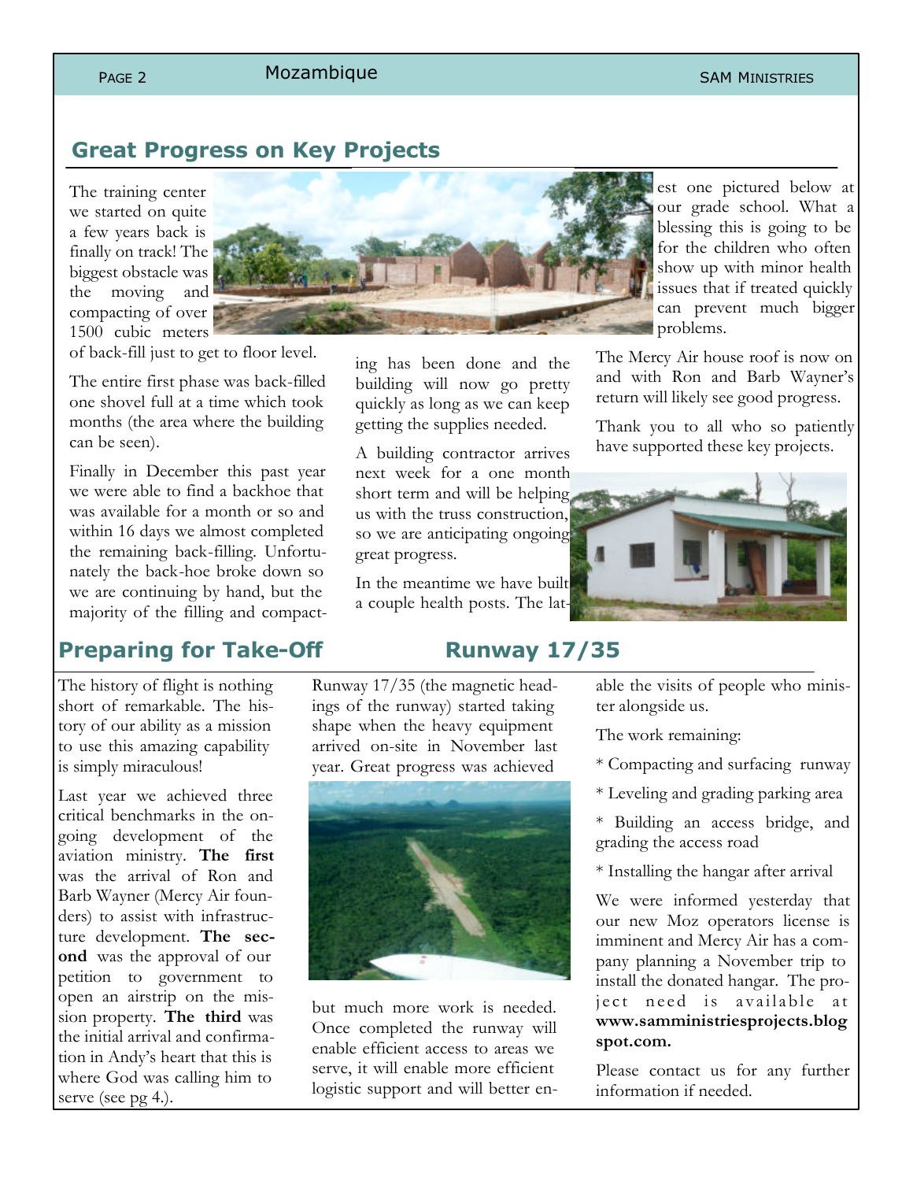## Great Progress on Key Projects

The training center we started on quite a few years back is finally on track! The biggest obstacle was the moving and compacting of over 1500 cubic meters of back-fill just to get to floor level.

The entire first phase was back-filled one shovel full at a time which took months (the area where the building can be seen).

Finally in December this past year we were able to find a backhoe that was available for a month or so and within 16 days we almost completed the remaining back-filling. Unfortunately the back-hoe broke down so we are continuing by hand, but the majority of the filling and compacting has been done and the building will now go pretty quickly as long as we can keep getting the supplies needed.

A building contractor arrives next week for a one month short term and will be helping us with the truss construction, so we are anticipating ongoing great progress.

In the meantime we have built a couple health posts. The latest one pictured below at our grade school. What a blessing this is going to be for the children who often show up with minor health issues that if treated quickly can prevent much bigger problems.

The Mercy Air house roof is now on and with Ron and Barb Wayner's return will likely see good progress.

Thank you to all who so patiently have supported these key projects.

## Preparing for Take-Off

The history of flight is nothing short of remarkable. The history of our ability as a mission to use this amazing capability is simply miraculous!

Last year we achieved three critical benchmarks in the ongoing development of the aviation ministry. **The first** was the arrival of Ron and Barb Wayner (Mercy Air founders) to assist with infrastructure development. **The second** was the approval of our petition to government to open an airstrip on the mission property. **The third** was the initial arrival and confirmation in Andy's heart that this is where God was calling him to serve (see pg 4.).

## Runway 17/35

Runway 17/35 (the magnetic headings of the runway) started taking shape when the heavy equipment arrived on-site in November last year. Great progress was achieved but much more work is needed. Once completed the runway will enable efficient access to areas we serve, it will enable more efficient logistic support and will better enable the visits of people who minister alongside us.

The work remaining:

* Compacting and surfacing runway
* Leveling and grading parking area
* Building an access bridge, and grading the access road
* Installing the hangar after arrival

We were informed yesterday that our new Moz operators license is imminent and Mercy Air has a company planning a November trip to install the donated hangar. The project need is available at **www.samministriesprojects.blogspot.com.**

Please contact us for any further information if needed.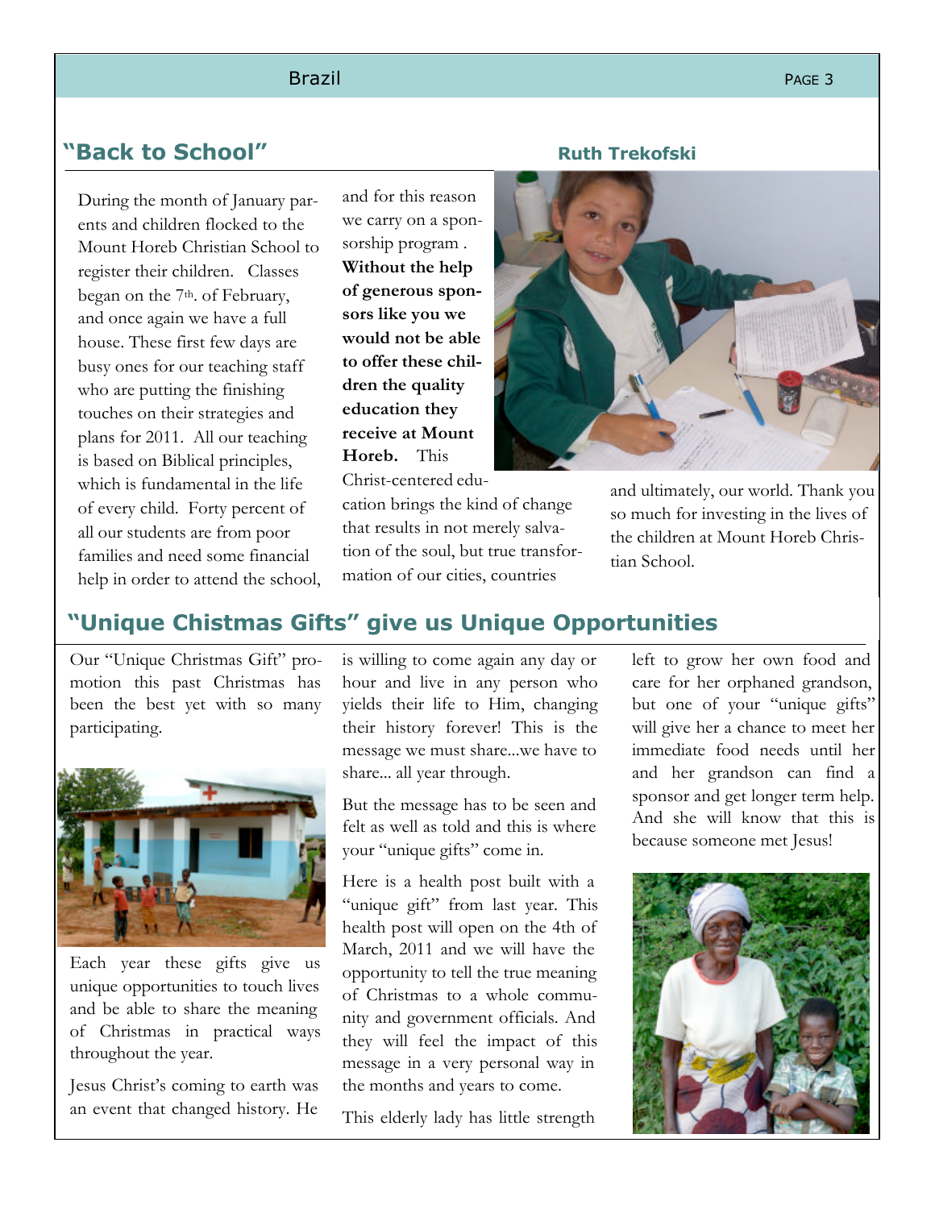## "Back to School"

**Ruth Trekofski**

During the month of January parents and children flocked to the Mount Horeb Christian School to register their children. Classes began on the 7th. of February, and once again we have a full house. These first few days are busy ones for our teaching staff who are putting the finishing touches on their strategies and plans for 2011. All our teaching is based on Biblical principles, which is fundamental in the life of every child. Forty percent of all our students are from poor families and need some financial help in order to attend the school, and for this reason we carry on a sponsorship program . **Without the help of generous sponsors like you we would not be able to offer these children the quality education they receive at Mount Horeb.** This Christ-centered education brings the kind of change that results in not merely salvation of the soul, but true transformation of our cities, countries and ultimately, our world. Thank you so much for investing in the lives of the children at Mount Horeb Christian School.

## "Unique Chistmas Gifts" give us Unique Opportunities

Our "Unique Christmas Gift" promotion this past Christmas has been the best yet with so many participating.

Each year these gifts give us unique opportunities to touch lives and be able to share the meaning of Christmas in practical ways throughout the year.

Jesus Christ's coming to earth was an event that changed history. He is willing to come again any day or hour and live in any person who yields their life to Him, changing their history forever! This is the message we must share...we have to share... all year through.

But the message has to be seen and felt as well as told and this is where your "unique gifts" come in.

Here is a health post built with a "unique gift" from last year. This health post will open on the 4th of March, 2011 and we will have the opportunity to tell the true meaning of Christmas to a whole community and government officials. And they will feel the impact of this message in a very personal way in the months and years to come.

This elderly lady has little strength left to grow her own food and care for her orphaned grandson, but one of your "unique gifts" will give her a chance to meet her immediate food needs until her and her grandson can find a sponsor and get longer term help. And she will know that this is because someone met Jesus!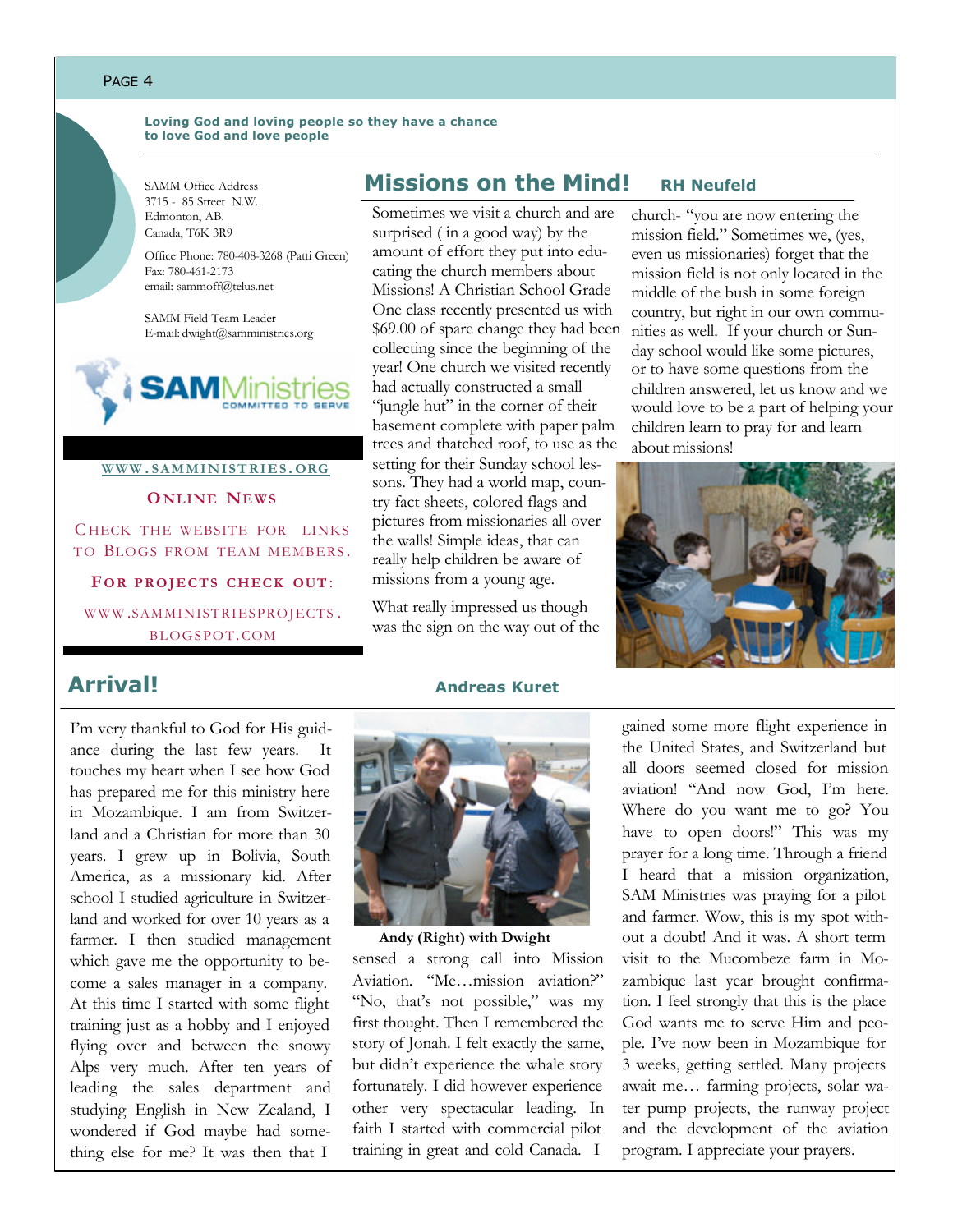**Loving God and loving people so they have a chance to love God and love people**

SAMM Office Address
3715 - 85 Street N.W.
Edmonton, AB.
Canada, T6K 3R9

Office Phone: 780-408-3268 (Patti Green)
Fax: 780-461-2173
email: sammoff@telus.net

SAMM Field Team Leader
E-mail: dwight@samministries.org

WWW.SAMMINISTRIES.ORG

**ONLINE NEWS**

CHECK THE WEBSITE FOR LINKS TO BLOGS FROM TEAM MEMBERS.

**FOR PROJECTS CHECK OUT:**

WWW.SAMMINISTRIESPROJECTS.BLOGSPOT.COM

## Missions on the Mind!

**RH Neufeld**

Sometimes we visit a church and are surprised ( in a good way) by the amount of effort they put into educating the church members about Missions! A Christian School Grade One class recently presented us with $69.00 of spare change they had been collecting since the beginning of the year! One church we visited recently had actually constructed a small "jungle hut" in the corner of their basement complete with paper palm trees and thatched roof, to use as the setting for their Sunday school lessons. They had a world map, country fact sheets, colored flags and pictures from missionaries all over the walls! Simple ideas, that can really help children be aware of missions from a young age.

What really impressed us though was the sign on the way out of the church- "you are now entering the mission field." Sometimes we, (yes, even us missionaries) forget that the mission field is not only located in the middle of the bush in some foreign country, but right in our own communities as well. If your church or Sunday school would like some pictures, or to have some questions from the children answered, let us know and we would love to be a part of helping your children learn to pray for and learn about missions!

## Arrival!

**Andreas Kuret**

I'm very thankful to God for His guidance during the last few years. It touches my heart when I see how God has prepared me for this ministry here in Mozambique. I am from Switzerland and a Christian for more than 30 years. I grew up in Bolivia, South America, as a missionary kid. After school I studied agriculture in Switzerland and worked for over 10 years as a farmer. I then studied management which gave me the opportunity to become a sales manager in a company. At this time I started with some flight training just as a hobby and I enjoyed flying over and between the snowy Alps very much. After ten years of leading the sales department and studying English in New Zealand, I wondered if God maybe had something else for me? It was then that I sensed a strong call into Mission Aviation. "Me…mission aviation?" "No, that's not possible," was my first thought. Then I remembered the story of Jonah. I felt exactly the same, but didn't experience the whale story fortunately. I did however experience other very spectacular leading. In faith I started with commercial pilot training in great and cold Canada. I gained some more flight experience in the United States, and Switzerland but all doors seemed closed for mission aviation! "And now God, I'm here. Where do you want me to go? You have to open doors!" This was my prayer for a long time. Through a friend I heard that a mission organization, SAM Ministries was praying for a pilot and farmer. Wow, this is my spot without a doubt! And it was. A short term visit to the Mucombeze farm in Mozambique last year brought confirmation. I feel strongly that this is the place God wants me to serve Him and people. I've now been in Mozambique for 3 weeks, getting settled. Many projects await me… farming projects, solar water pump projects, the runway project and the development of the aviation program. I appreciate your prayers.

**Andy (Right) with Dwight**